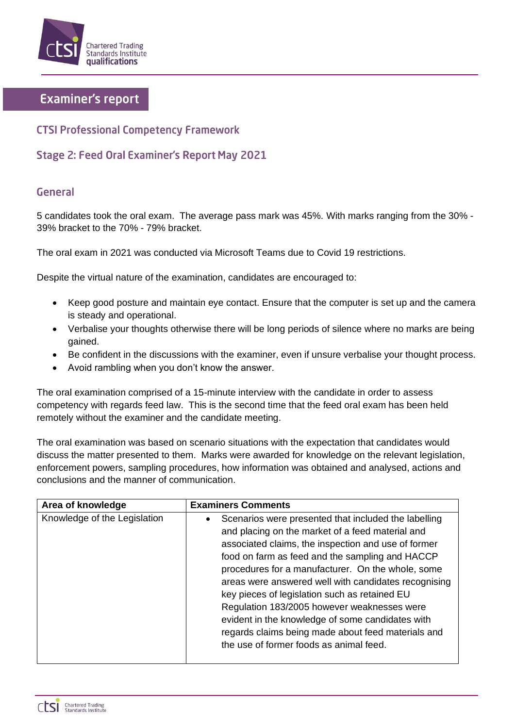# Examiner's report

## CTSI Professional Competency Framework

## Stage 2: Feed Oral Examiner's Report May 2021

### General

5 candidates took the oral exam. The average pass mark was 45%. With marks ranging from the 30% - 39% bracket to the 70% - 79% bracket.

The oral exam in 2021 was conducted via Microsoft Teams due to Covid 19 restrictions.

Despite the virtual nature of the examination, candidates are encouraged to:

- Keep good posture and maintain eye contact. Ensure that the computer is set up and the camera is steady and operational.
- Verbalise your thoughts otherwise there will be long periods of silence where no marks are being gained.
- Be confident in the discussions with the examiner, even if unsure verbalise your thought process.
- Avoid rambling when you don't know the answer.

The oral examination comprised of a 15-minute interview with the candidate in order to assess competency with regards feed law. This is the second time that the feed oral exam has been held remotely without the examiner and the candidate meeting.

The oral examination was based on scenario situations with the expectation that candidates would discuss the matter presented to them. Marks were awarded for knowledge on the relevant legislation, enforcement powers, sampling procedures, how information was obtained and analysed, actions and conclusions and the manner of communication.

| Area of knowledge | Examiners Comments |
| --- | --- |
| Knowledge of the Legislation | • Scenarios were presented that included the labelling and placing on the market of a feed material and associated claims, the inspection and use of former food on farm as feed and the sampling and HACCP procedures for a manufacturer. On the whole, some areas were answered well with candidates recognising key pieces of legislation such as retained EU Regulation 183/2005 however weaknesses were evident in the knowledge of some candidates with regards claims being made about feed materials and the use of former foods as animal feed. |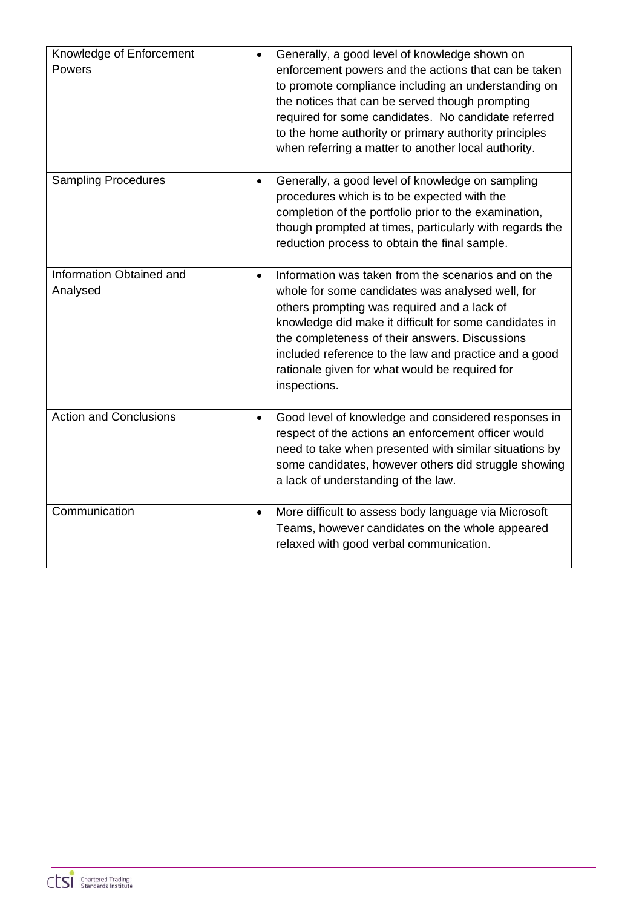| | |
|---|---|
| Knowledge of Enforcement Powers | • Generally, a good level of knowledge shown on enforcement powers and the actions that can be taken to promote compliance including an understanding on the notices that can be served though prompting required for some candidates. No candidate referred to the home authority or primary authority principles when referring a matter to another local authority. |
| Sampling Procedures | • Generally, a good level of knowledge on sampling procedures which is to be expected with the completion of the portfolio prior to the examination, though prompted at times, particularly with regards the reduction process to obtain the final sample. |
| Information Obtained and Analysed | • Information was taken from the scenarios and on the whole for some candidates was analysed well, for others prompting was required and a lack of knowledge did make it difficult for some candidates in the completeness of their answers. Discussions included reference to the law and practice and a good rationale given for what would be required for inspections. |
| Action and Conclusions | • Good level of knowledge and considered responses in respect of the actions an enforcement officer would need to take when presented with similar situations by some candidates, however others did struggle showing a lack of understanding of the law. |
| Communication | • More difficult to assess body language via Microsoft Teams, however candidates on the whole appeared relaxed with good verbal communication. |